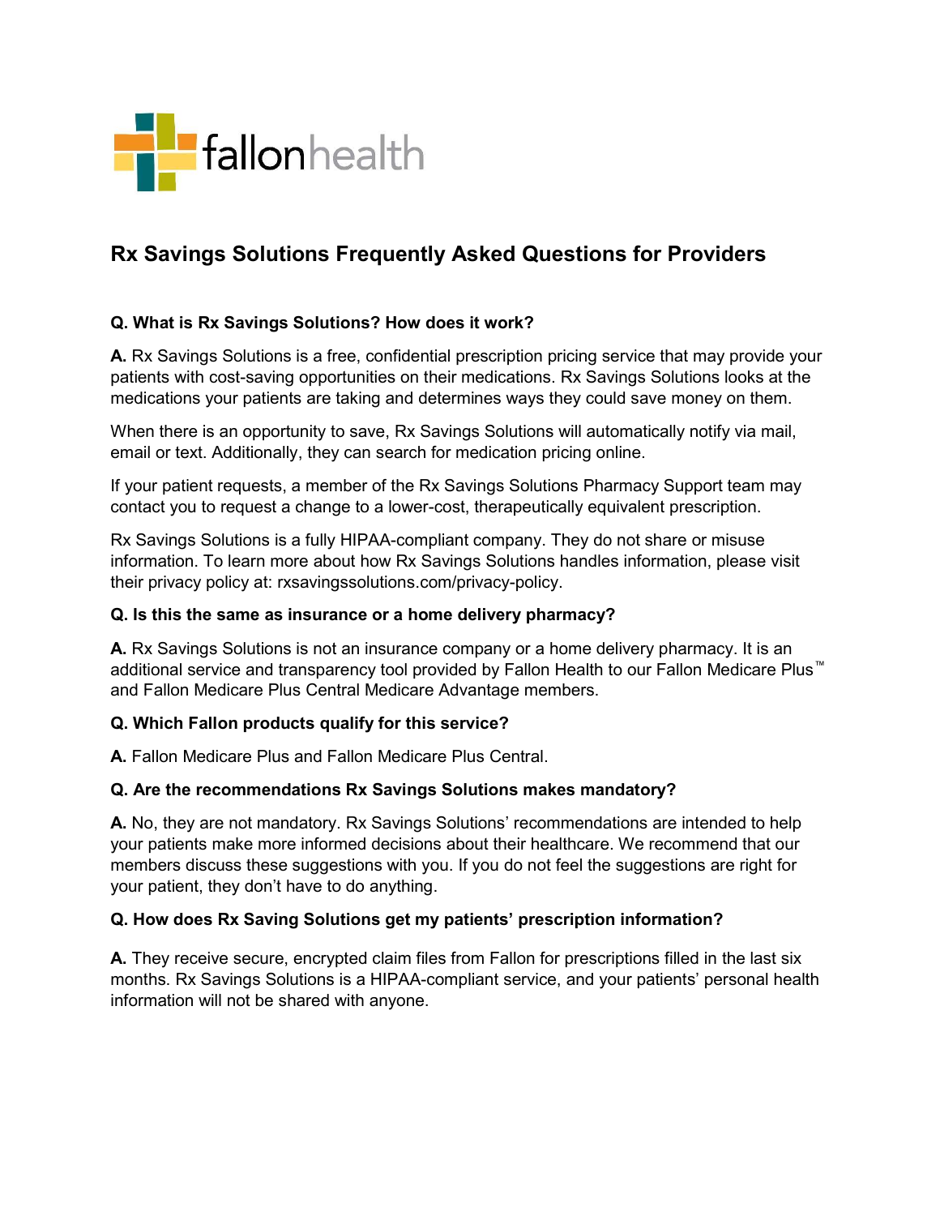# Rx Savings Solutions Frequently Asked Questions for Providers

**Q. What is Rx Savings Solutions? How does it work?**

**A.** Rx Savings Solutions is a free, confidential prescription pricing service that may provide your patients with cost-saving opportunities on their medications. Rx Savings Solutions looks at the medications your patients are taking and determines ways they could save money on them.

When there is an opportunity to save, Rx Savings Solutions will automatically notify via mail, email or text. Additionally, they can search for medication pricing online.

If your patient requests, a member of the Rx Savings Solutions Pharmacy Support team may contact you to request a change to a lower-cost, therapeutically equivalent prescription.

Rx Savings Solutions is a fully HIPAA-compliant company. They do not share or misuse information. To learn more about how Rx Savings Solutions handles information, please visit their privacy policy at: rxsavingssolutions.com/privacy-policy.

**Q. Is this the same as insurance or a home delivery pharmacy?**

**A.** Rx Savings Solutions is not an insurance company or a home delivery pharmacy. It is an additional service and transparency tool provided by Fallon Health to our Fallon Medicare Plus™ and Fallon Medicare Plus Central Medicare Advantage members.

**Q. Which Fallon products qualify for this service?**

**A.** Fallon Medicare Plus and Fallon Medicare Plus Central.

**Q. Are the recommendations Rx Savings Solutions makes mandatory?**

**A.** No, they are not mandatory. Rx Savings Solutions' recommendations are intended to help your patients make more informed decisions about their healthcare. We recommend that our members discuss these suggestions with you. If you do not feel the suggestions are right for your patient, they don't have to do anything.

**Q. How does Rx Saving Solutions get my patients' prescription information?**

**A.** They receive secure, encrypted claim files from Fallon for prescriptions filled in the last six months. Rx Savings Solutions is a HIPAA-compliant service, and your patients' personal health information will not be shared with anyone.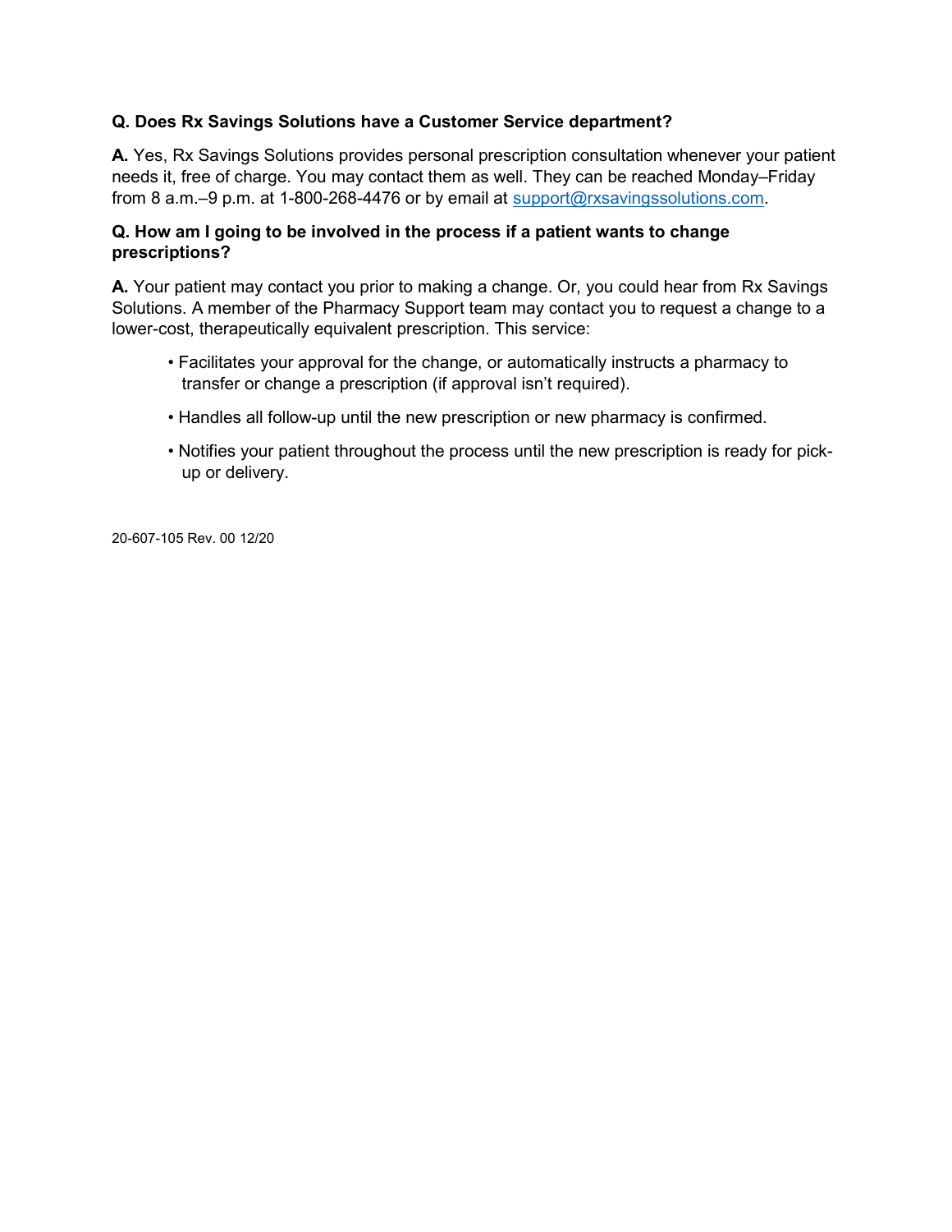**Q. Does Rx Savings Solutions have a Customer Service department?**

**A.** Yes, Rx Savings Solutions provides personal prescription consultation whenever your patient needs it, free of charge. You may contact them as well. They can be reached Monday–Friday from 8 a.m.–9 p.m. at 1-800-268-4476 or by email at support@rxsavingssolutions.com.

**Q. How am I going to be involved in the process if a patient wants to change prescriptions?**

**A.** Your patient may contact you prior to making a change. Or, you could hear from Rx Savings Solutions. A member of the Pharmacy Support team may contact you to request a change to a lower-cost, therapeutically equivalent prescription. This service:

- Facilitates your approval for the change, or automatically instructs a pharmacy to transfer or change a prescription (if approval isn't required).
- Handles all follow-up until the new prescription or new pharmacy is confirmed.
- Notifies your patient throughout the process until the new prescription is ready for pick-up or delivery.

20-607-105 Rev. 00 12/20